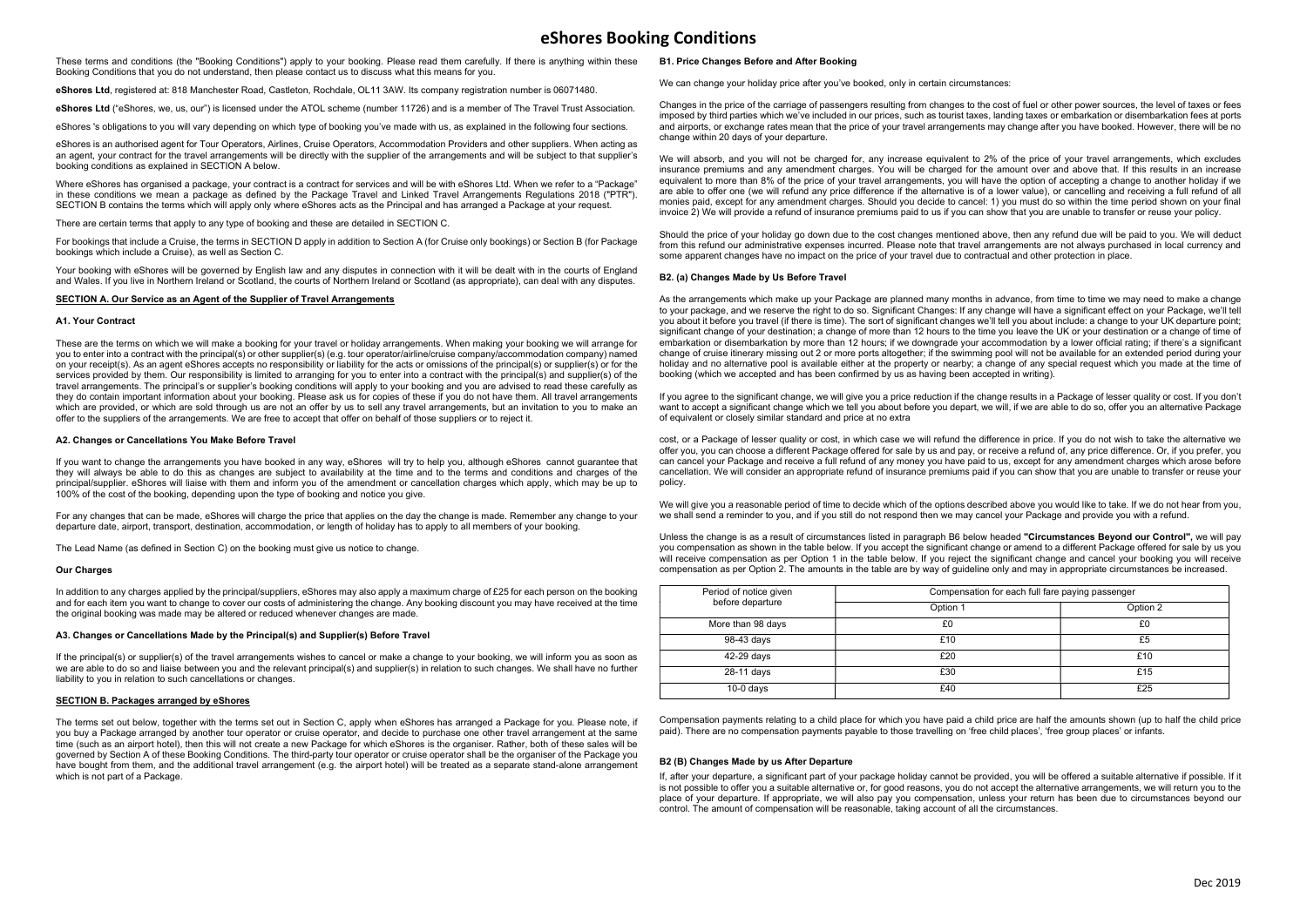# eShores Booking Conditions

These terms and conditions (the "Booking Conditions") apply to your booking. Please read them carefully. If there is anything within these Booking Conditions that you do not understand, then please contact us to discuss what this means for you.

**eShores Ltd**, registered at: 818 Manchester Road, Castleton, Rochdale, OL11 3AW. Its company registration number is 06071480.

**eShores Ltd** ("eShores, we, us, our") is licensed under the ATOL scheme (number 11726) and is a member of The Travel Trust Association.

eShores 's obligations to you will vary depending on which type of booking you've made with us, as explained in the following four sections.

eShores is an authorised agent for Tour Operators, Airlines, Cruise Operators, Accommodation Providers and other suppliers. When acting as an agent, your contract for the travel arrangements will be directly with the supplier of the arrangements and will be subject to that supplier's booking conditions as explained in SECTION A below.

Where eShores has organised a package, your contract is a contract for services and will be with eShores Ltd. When we refer to a "Package" in these conditions we mean a package as defined by the Package Travel and Linked Travel Arrangements Regulations 2018 ("PTR"). SECTION B contains the terms which will apply only where eShores acts as the Principal and has arranged a Package at your request.

There are certain terms that apply to any type of booking and these are detailed in SECTION C.

For bookings that include a Cruise, the terms in SECTION D apply in addition to Section A (for Cruise only bookings) or Section B (for Package bookings which include a Cruise), as well as Section C.

Your booking with eShores will be governed by English law and any disputes in connection with it will be dealt with in the courts of England and Wales. If you live in Northern Ireland or Scotland, the courts of Northern Ireland or Scotland (as appropriate), can deal with any disputes.

## SECTION A. Our Service as an Agent of the Supplier of Travel Arrangements

### A1. Your Contract

These are the terms on which we will make a booking for your travel or holiday arrangements. When making your booking we will arrange for you to enter into a contract with the principal(s) or other supplier(s) (e.g. tour operator/airline/cruise company/accommodation company) named on your receipt(s). As an agent eShores accepts no responsibility or liability for the acts or omissions of the principal(s) or supplier(s) or for the services provided by them. Our responsibility is limited to arranging for you to enter into a contract with the principal(s) and supplier(s) of the travel arrangements. The principal's or supplier's booking conditions will apply to your booking and you are advised to read these carefully as they do contain important information about your booking. Please ask us for copies of these if you do not have them. All travel arrangements which are provided, or which are sold through us are not an offer by us to sell any travel arrangements, but an invitation to you to make an offer to the suppliers of the arrangements. We are free to accept that offer on behalf of those suppliers or to reject it.

### A2. Changes or Cancellations You Make Before Travel

If you want to change the arrangements you have booked in any way, eShores will try to help you, although eShores cannot guarantee that they will always be able to do this as changes are subject to availability at the time and to the terms and conditions and charges of the principal/supplier. eShores will liaise with them and inform you of the amendment or cancellation charges which apply, which may be up to 100% of the cost of the booking, depending upon the type of booking and notice you give.

For any changes that can be made, eShores will charge the price that applies on the day the change is made. Remember any change to your departure date, airport, transport, destination, accommodation, or length of holiday has to apply to all members of your booking.

The Lead Name (as defined in Section C) on the booking must give us notice to change.

#### Our Charges

In addition to any charges applied by the principal/suppliers, eShores may also apply a maximum charge of £25 for each person on the booking and for each item you want to change to cover our costs of administering the change. Any booking discount you may have received at the time the original booking was made may be altered or reduced whenever changes are made.

### A3. Changes or Cancellations Made by the Principal(s) and Supplier(s) Before Travel

If the principal(s) or supplier(s) of the travel arrangements wishes to cancel or make a change to your booking, we will inform you as soon as we are able to do so and liaise between you and the relevant principal(s) and supplier(s) in relation to such changes. We shall have no further liability to you in relation to such cancellations or changes.

## SECTION B. Packages arranged by eShores

The terms set out below, together with the terms set out in Section C, apply when eShores has arranged a Package for you. Please note, if you buy a Package arranged by another tour operator or cruise operator, and decide to purchase one other travel arrangement at the same time (such as an airport hotel), then this will not create a new Package for which eShores is the organiser. Rather, both of these sales will be governed by Section A of these Booking Conditions. The third-party tour operator or cruise operator shall be the organiser of the Package you have bought from them, and the additional travel arrangement (e.g. the airport hotel) will be treated as a separate stand-alone arrangement which is not part of a Package.

### B1. Price Changes Before and After Booking

We can change your holiday price after you've booked, only in certain circumstances:

Changes in the price of the carriage of passengers resulting from changes to the cost of fuel or other power sources, the level of taxes or fees imposed by third parties which we've included in our prices, such as tourist taxes, landing taxes or embarkation or disembarkation fees at ports and airports, or exchange rates mean that the price of your travel arrangements may change after you have booked. However, there will be no change within 20 days of your departure.

We will absorb, and you will not be charged for, any increase equivalent to 2% of the price of your travel arrangements, which excludes insurance premiums and any amendment charges. You will be charged for the amount over and above that. If this results in an increase equivalent to more than 8% of the price of your travel arrangements, you will have the option of accepting a change to another holiday if we are able to offer one (we will refund any price difference if the alternative is of a lower value), or cancelling and receiving a full refund of all monies paid, except for any amendment charges. Should you decide to cancel: 1) you must do so within the time period shown on your final invoice 2) We will provide a refund of insurance premiums paid to us if you can show that you are unable to transfer or reuse your policy.

Should the price of your holiday go down due to the cost changes mentioned above, then any refund due will be paid to you. We will deduct from this refund our administrative expenses incurred. Please note that travel arrangements are not always purchased in local currency and some apparent changes have no impact on the price of your travel due to contractual and other protection in place.

### B2. (a) Changes Made by Us Before Travel

As the arrangements which make up your Package are planned many months in advance, from time to time we may need to make a change to your package, and we reserve the right to do so. Significant Changes: If any change will have a significant effect on your Package, we'll tell you about it before you travel (if there is time). The sort of significant changes we'll tell you about include: a change to your UK departure point; significant change of your destination; a change of more than 12 hours to the time you leave the UK or your destination or a change of time of embarkation or disembarkation by more than 12 hours; if we downgrade your accommodation by a lower official rating; if there's a significant change of cruise itinerary missing out 2 or more ports altogether; if the swimming pool will not be available for an extended period during your holiday and no alternative pool is available either at the property or nearby; a change of any special request which you made at the time of booking (which we accepted and has been confirmed by us as having been accepted in writing).

If you agree to the significant change, we will give you a price reduction if the change results in a Package of lesser quality or cost. If you don't want to accept a significant change which we tell you about before you depart, we will, if we are able to do so, offer you an alternative Package of equivalent or closely similar standard and price at no extra cost, or a Package of lesser quality or cost, in which case we will refund the difference in price. If you do not wish to take the alternative we offer you, you can choose a different Package offered for sale by us and pay, or receive a refund of, any price difference. Or, if you prefer, you can cancel your Package and receive a full refund of any money you have paid to us, except for any amendment charges which arose before cancellation. We will consider an appropriate refund of insurance premiums paid if you can show that you are unable to transfer or reuse your policy.

We will give you a reasonable period of time to decide which of the options described above you would like to take. If we do not hear from you, we shall send a reminder to you, and if you still do not respond then we may cancel your Package and provide you with a refund.

Unless the change is as a result of circumstances listed in paragraph B6 below headed **"Circumstances Beyond our Control"**, we will pay you compensation as shown in the table below. If you accept the significant change or amend to a different Package offered for sale by us you will receive compensation as per Option 1 in the table below. If you reject the significant change and cancel your booking you will receive compensation as per Option 2. The amounts in the table are by way of guideline only and may in appropriate circumstances be increased.

| Period of notice given before departure | Compensation for each full fare paying passenger | |
|---|---|---|
| | Option 1 | Option 2 |
| More than 98 days | £0 | £0 |
| 98-43 days | £10 | £5 |
| 42-29 days | £20 | £10 |
| 28-11 days | £30 | £15 |
| 10-0 days | £40 | £25 |

Compensation payments relating to a child place for which you have paid a child price are half the amounts shown (up to half the child price paid). There are no compensation payments payable to those travelling on 'free child places', 'free group places' or infants.

### B2 (B) Changes Made by us After Departure

If, after your departure, a significant part of your package holiday cannot be provided, you will be offered a suitable alternative if possible. If it is not possible to offer you a suitable alternative or, for good reasons, you do not accept the alternative arrangements, we will return you to the place of your departure. If appropriate, we will also pay you compensation, unless your return has been due to circumstances beyond our control. The amount of compensation will be reasonable, taking account of all the circumstances.

Dec 2019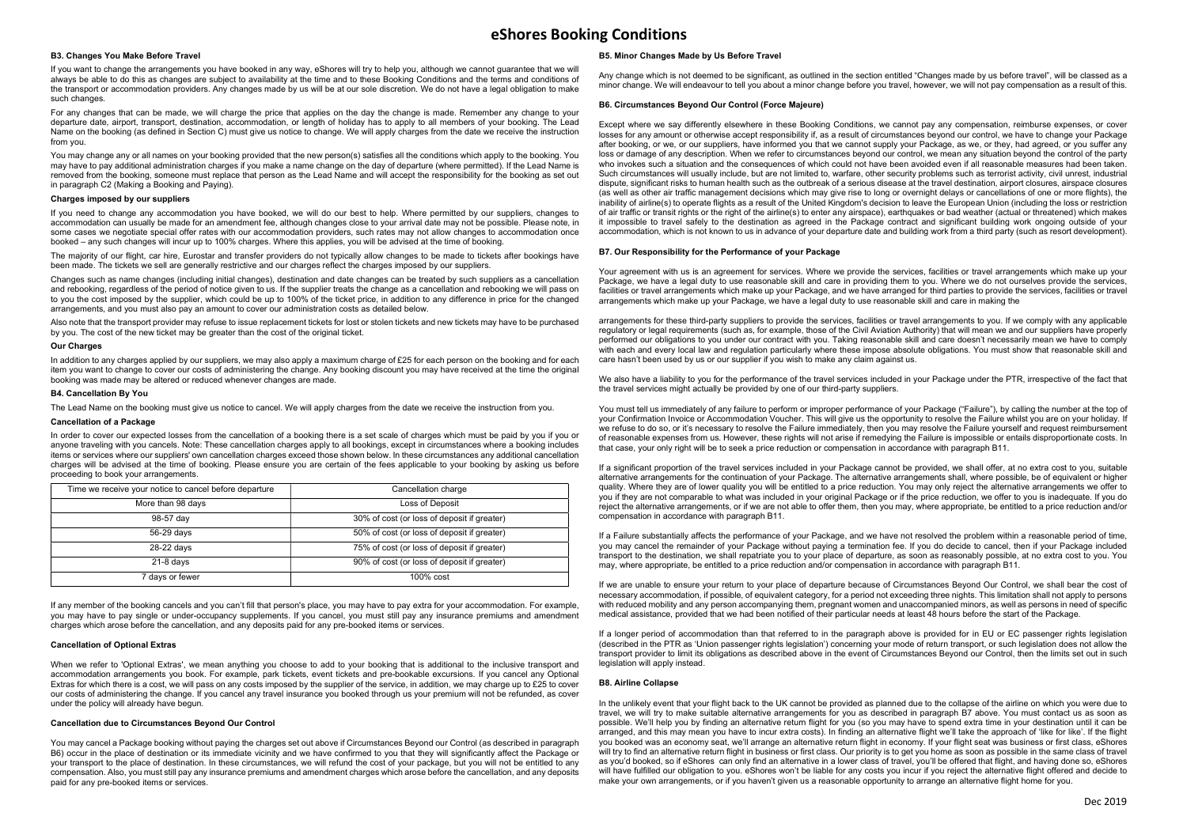# eShores Booking Conditions

### B3. Changes You Make Before Travel

If you want to change the arrangements you have booked in any way, eShores will try to help you, although we cannot guarantee that we will always be able to do this as changes are subject to availability at the time and to these Booking Conditions and the terms and conditions of the transport or accommodation providers. Any changes made by us will be at our sole discretion. We do not have a legal obligation to make such changes.

For any changes that can be made, we will charge the price that applies on the day the change is made. Remember any change to your departure date, airport, transport, destination, accommodation, or length of holiday has to apply to all members of your booking. The Lead Name on the booking (as defined in Section C) must give us notice to change. We will apply charges from the date we receive the instruction from you.

You may change any or all names on your booking provided that the new person(s) satisfies all the conditions which apply to the booking. You may have to pay additional administration charges if you make a name change on the day of departure (where permitted). If the Lead Name is removed from the booking, someone must replace that person as the Lead Name and will accept the responsibility for the booking as set out in paragraph C2 (Making a Booking and Paying).

#### Charges imposed by our suppliers

If you need to change any accommodation you have booked, we will do our best to help. Where permitted by our suppliers, changes to accommodation can usually be made for an amendment fee, although changes close to your arrival date may not be possible. Please note, in some cases we negotiate special offer rates with our accommodation providers, such rates may not allow changes to accommodation once booked – any such changes will incur up to 100% charges. Where this applies, you will be advised at the time of booking.

The majority of our flight, car hire, Eurostar and transfer providers do not typically allow changes to be made to tickets after bookings have been made. The tickets we sell are generally restrictive and our charges reflect the charges imposed by our suppliers.

Changes such as name changes (including initial changes), destination and date changes can be treated by such suppliers as a cancellation and rebooking, regardless of the period of notice given to us. If the supplier treats the change as a cancellation and rebooking we will pass on to you the cost imposed by the supplier, which could be up to 100% of the ticket price, in addition to any difference in price for the changed arrangements, and you must also pay an amount to cover our administration costs as detailed below.

Also note that the transport provider may refuse to issue replacement tickets for lost or stolen tickets and new tickets may have to be purchased by you. The cost of the new ticket may be greater than the cost of the original ticket.

#### Our Charges

In addition to any charges applied by our suppliers, we also apply a maximum charge of £25 for each person on the booking and for each item you want to change to cover our costs of administering the change. Any booking discount you may have received at the time the original booking was made may be altered or reduced whenever changes are made.

### B4. Cancellation By You

The Lead Name on the booking must give us notice to cancel. We will apply charges from the date we receive the instruction from you.

#### Cancellation of a Package

In order to cover our expected losses from the cancellation of a booking there is a set scale of charges which must be paid by you if you or anyone traveling with you cancels. Note: These cancellation charges apply to all bookings, except in circumstances where a booking includes items or services where our suppliers' own cancellation charges exceed those shown below. In these circumstances any additional cancellation charges will be advised at the time of booking. Please ensure you are certain of the fees applicable to your booking by asking us before proceeding to book your arrangements.

| Time we receive your notice to cancel before departure | Cancellation charge |
| --- | --- |
| More than 98 days | Loss of Deposit |
| 98-57 day | 30% of cost (or loss of deposit if greater) |
| 56-29 days | 50% of cost (or loss of deposit if greater) |
| 28-22 days | 75% of cost (or loss of deposit if greater) |
| 21-8 days | 90% of cost (or loss of deposit if greater) |
| 7 days or fewer | 100% cost |

If any member of the booking cancels and you can't fill that person's place, you may have to pay extra for your accommodation. For example, you may have to pay single or under-occupancy supplements. If you cancel, you must still pay any insurance premiums and amendment charges which arose before the cancellation, and any deposits paid for any pre-booked items or services.

#### Cancellation of Optional Extras

When we refer to 'Optional Extras', we mean anything you choose to add to your booking that is additional to the inclusive transport and accommodation arrangements you book. For example, park tickets, event tickets and pre-bookable excursions. If you cancel any Optional Extras for which there is a cost, we will pass on any costs imposed by the supplier of the service, in addition, we may charge up to £25 to cover our costs of administering the change. If you cancel any travel insurance you booked through us your premium will not be refunded, as cover under the policy will already have begun.

#### Cancellation due to Circumstances Beyond Our Control

You may cancel a Package booking without paying the charges set out above if Circumstances Beyond our Control (as described in paragraph B6) occur in the place of destination or its immediate vicinity and we have confirmed to you that they will significantly affect the Package or your transport to the place of destination. In these circumstances, we will refund the cost of your package, but you will not be entitled to any compensation. Also, you must still pay any insurance premiums and amendment charges which arose before the cancellation, and any deposits paid for any pre-booked items or services.

### B5. Minor Changes Made by Us Before Travel

Any change which is not deemed to be significant, as outlined in the section entitled "Changes made by us before travel", will be classed as a minor change. We will endeavour to tell you about a minor change before you travel, however, we will not pay compensation as a result of this.

### B6. Circumstances Beyond Our Control (Force Majeure)

Except where we say differently elsewhere in these Booking Conditions, we cannot pay any compensation, reimburse expenses, or cover losses for any amount or otherwise accept responsibility if, as a result of circumstances beyond our control, we have to change your Package after booking, or we, or our suppliers, have informed you that we cannot supply your Package, as we, or they, had agreed, or you suffer any loss or damage of any description. When we refer to circumstances beyond our control, we mean any situation beyond the control of the party who invokes such a situation and the consequences of which could not have been avoided even if all reasonable measures had been taken. Such circumstances will usually include, but are not limited to, warfare, other security problems such as terrorist activity, civil unrest, industrial dispute, significant risks to human health such as the outbreak of a serious disease at the travel destination, airport closures, airspace closures (as well as other air traffic management decisions which may give rise to long or overnight delays or cancellations of one or more flights), the inability of airline(s) to operate flights as a result of the United Kingdom's decision to leave the European Union (including the loss or restriction of air traffic or transit rights or the right of the airline(s) to enter any airspace), earthquakes or bad weather (actual or threatened) which makes it impossible to travel safely to the destination as agreed in the Package contract and significant building work ongoing outside of your accommodation, which is not known to us in advance of your departure date and building work from a third party (such as resort development).

### B7. Our Responsibility for the Performance of your Package

Your agreement with us is an agreement for services. Where we provide the services, facilities or travel arrangements which make up your Package, we have a legal duty to use reasonable skill and care in providing them to you. Where we do not ourselves provide the services, facilities or travel arrangements which make up your Package, and we have arranged for third parties to provide the services, facilities or travel arrangements which make up your Package, we have a legal duty to use reasonable skill and care in making the

arrangements for these third-party suppliers to provide the services, facilities or travel arrangements to you. If we comply with any applicable regulatory or legal requirements (such as, for example, those of the Civil Aviation Authority) that will mean we and our suppliers have properly performed our obligations to you under our contract with you. Taking reasonable skill and care doesn't necessarily mean we have to comply with each and every local law and regulation particularly where these impose absolute obligations. You must show that reasonable skill and care hasn't been used by us or our supplier if you wish to make any claim against us.

We also have a liability to you for the performance of the travel services included in your Package under the PTR, irrespective of the fact that the travel services might actually be provided by one of our third-party suppliers.

You must tell us immediately of any failure to perform or improper performance of your Package ("Failure"), by calling the number at the top of your Confirmation Invoice or Accommodation Voucher. This will give us the opportunity to resolve the Failure whilst you are on your holiday. If we refuse to do so, or it's necessary to resolve the Failure immediately, then you may resolve the Failure yourself and request reimbursement of reasonable expenses from us. However, these rights will not arise if remedying the Failure is impossible or entails disproportionate costs. In that case, your only right will be to seek a price reduction or compensation in accordance with paragraph B11.

If a significant proportion of the travel services included in your Package cannot be provided, we shall offer, at no extra cost to you, suitable alternative arrangements for the continuation of your Package. The alternative arrangements shall, where possible, be of equivalent or higher quality. Where they are of lower quality you will be entitled to a price reduction. You may only reject the alternative arrangements we offer to you if they are not comparable to what was included in your original Package or if the price reduction, we offer to you is inadequate. If you do reject the alternative arrangements, or if we are not able to offer them, then you may, where appropriate, be entitled to a price reduction and/or compensation in accordance with paragraph B11.

If a Failure substantially affects the performance of your Package, and we have not resolved the problem within a reasonable period of time, you may cancel the remainder of your Package without paying a termination fee. If you do decide to cancel, then if your Package included transport to the destination, we shall repatriate you to your place of departure, as soon as reasonably possible, at no extra cost to you. You may, where appropriate, be entitled to a price reduction and/or compensation in accordance with paragraph B11.

If we are unable to ensure your return to your place of departure because of Circumstances Beyond Our Control, we shall bear the cost of necessary accommodation, if possible, of equivalent category, for a period not exceeding three nights. This limitation shall not apply to persons with reduced mobility and any person accompanying them, pregnant women and unaccompanied minors, as well as persons in need of specific medical assistance, provided that we had been notified of their particular needs at least 48 hours before the start of the Package.

If a longer period of accommodation than that referred to in the paragraph above is provided for in EU or EC passenger rights legislation (described in the PTR as 'Union passenger rights legislation') concerning your mode of return transport, or such legislation does not allow the transport provider to limit its obligations as described above in the event of Circumstances Beyond Our Control, then the limits set out in such legislation will apply instead.

### B8. Airline Collapse

In the unlikely event that your flight back to the UK cannot be provided as planned due to the collapse of the airline on which you were due to travel, we will try to make suitable alternative arrangements for you as described in paragraph B7 above. You must contact us as soon as possible. We'll help you by finding an alternative return flight for you (so you may have to spend extra time in your destination until it can be arranged, and this may mean you have to incur extra costs). In finding an alternative flight we'll take the approach of 'like for like'. If the flight you booked was an economy seat, we'll arrange an alternative return flight in economy. If your flight seat was business or first class, eShores will try to find an alternative return flight in business or first class. Our priority is to get you home as soon as possible in the same class of travel as you'd booked, so if eShores can only find an alternative in a lower class of travel, you'll be offered that flight, and having done so, eShores will have fulfilled our obligation to you. eShores won't be liable for any costs you incur if you reject the alternative flight offered and decide to make your own arrangements, or if you haven't given us a reasonable opportunity to arrange an alternative flight home for you.

Dec 2019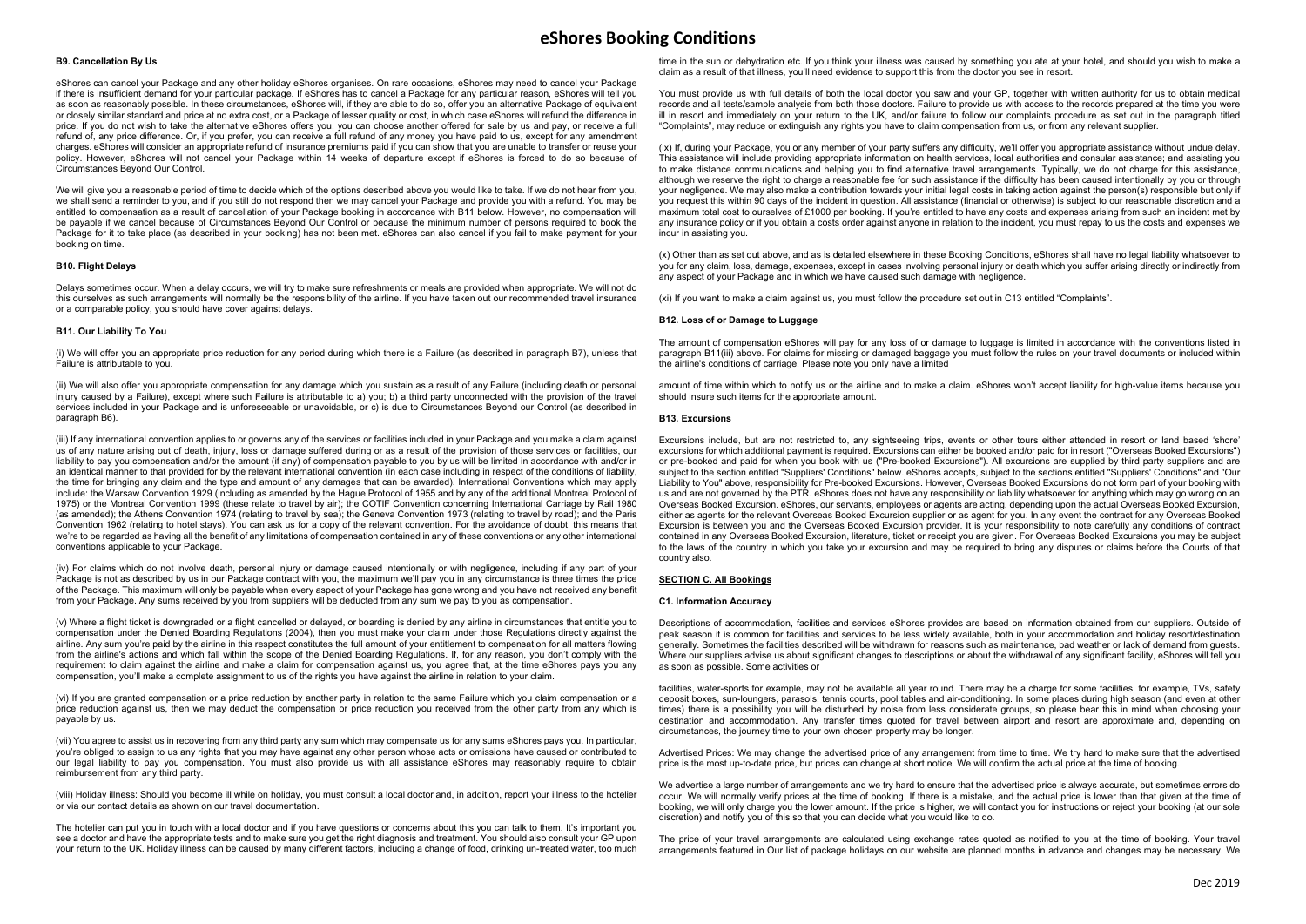# eShores Booking Conditions

### B9. Cancellation By Us

eShores can cancel your Package and any other holiday eShores organises. On rare occasions, eShores may need to cancel your Package if there is insufficient demand for your particular package. If eShores has to cancel a Package for any particular reason, eShores will tell you as soon as reasonably possible. In these circumstances, eShores will, if they are able to do so, offer you an alternative Package of equivalent or closely similar standard and price at no extra cost, or a Package of lesser quality or cost, in which case eShores will refund the difference in price. If you do not wish to take the alternative eShores offers you, you can choose another offered for sale by us and pay, or receive a full refund of, any price difference. Or, if you prefer, you can receive a full refund of any money you have paid to us, except for any amendment charges. eShores will consider an appropriate refund of insurance premiums paid if you can show that you are unable to transfer or reuse your policy. However, eShores will not cancel your Package within 14 weeks of departure except if eShores is forced to do so because of Circumstances Beyond Our Control.

We will give you a reasonable period of time to decide which of the options described above you would like to take. If we do not hear from you, we shall send a reminder to you, and if you still do not respond then we may cancel your Package and provide you with a refund. You may be entitled to compensation as a result of cancellation of your Package booking in accordance with B11 below. However, no compensation will be payable if we cancel because of Circumstances Beyond Our Control or because the minimum number of persons required to book the Package for it to take place (as described in your booking) has not been met. eShores can also cancel if you fail to make payment for your booking on time.

### B10. Flight Delays

Delays sometimes occur. When a delay occurs, we will try to make sure refreshments or meals are provided when appropriate. We will not do this ourselves as such arrangements will normally be the responsibility of the airline. If you have taken out our recommended travel insurance or a comparable policy, you should have cover against delays.

### B11. Our Liability To You

(i) We will offer you an appropriate price reduction for any period during which there is a Failure (as described in paragraph B7), unless that Failure is attributable to you.

(ii) We will also offer you appropriate compensation for any damage which you sustain as a result of any Failure (including death or personal injury caused by a Failure), except where such Failure is attributable to a) you; b) a third party unconnected with the provision of the travel services included in your Package and is unforeseeable or unavoidable, or c) is due to Circumstances Beyond our Control (as described in paragraph B6).

(iii) If any international convention applies to or governs any of the services or facilities included in your Package and you make a claim against us of any nature arising out of death, injury, loss or damage suffered during or as a result of the provision of those services or facilities, our liability to pay you compensation and/or the amount (if any) of compensation payable to you by us will be limited in accordance with and/or in an identical manner to that provided for by the relevant international convention (in each case including in respect of the conditions of liability, the time for bringing any claim and the type and amount of any damages that can be awarded). International Conventions which may apply include: the Warsaw Convention 1929 (including as amended by the Hague Protocol of 1955 and by any of the additional Montreal Protocol of 1975) or the Montreal Convention 1999 (these relate to travel by air); the COTIF Convention concerning International Carriage by Rail 1980 (as amended); the Athens Convention 1974 (relating to travel by sea); the Geneva Convention 1973 (relating to travel by road); and the Paris Convention 1962 (relating to hotel stays). You can ask us for a copy of the relevant convention. For the avoidance of doubt, this means that we're to be regarded as having all the benefit of any limitations of compensation contained in any of these conventions or any other international conventions applicable to your Package.

(iv) For claims which do not involve death, personal injury or damage caused intentionally or with negligence, including if any part of your Package is not as described by us in our Package contract with you, the maximum we'll pay you in any circumstance is three times the price of the Package. This maximum will only be payable when every aspect of your Package has gone wrong and you have not received any benefit from your Package. Any sums received by you from suppliers will be deducted from any sum we pay to you as compensation.

(v) Where a flight ticket is downgraded or a flight cancelled or delayed, or boarding is denied by any airline in circumstances that entitle you to compensation under the Denied Boarding Regulations (2004), then you must make your claim under those Regulations directly against the airline. Any sum you're paid by the airline in this respect constitutes the full amount of your entitlement to compensation for all matters flowing from the airline's actions and which fall within the scope of the Denied Boarding Regulations. If, for any reason, you don't comply with the requirement to claim against the airline and make a claim for compensation against us, you agree that, at the time eShores pays you any compensation, you'll make a complete assignment to us of the rights you have against the airline in relation to your claim.

(vi) If you are granted compensation or a price reduction by another party in relation to the same Failure which you claim compensation or a price reduction against us, then we may deduct the compensation or price reduction you received from the other party from any which is payable by us.

(vii) You agree to assist us in recovering from any third party any sum which may compensate us for any sums eShores pays you. In particular, you're obliged to assign to us any rights that you may have against any other person whose acts or omissions have caused or contributed to our legal liability to pay you compensation. You must also provide us with all assistance eShores may reasonably require to obtain reimbursement from any third party.

(viii) Holiday illness: Should you become ill while on holiday, you must consult a local doctor and, in addition, report your illness to the hotelier or via our contact details as shown on our travel documentation.

The hotelier can put you in touch with a local doctor and if you have questions or concerns about this you can talk to them. It's important you see a doctor and have the appropriate tests and to make sure you get the right diagnosis and treatment. You should also consult your GP upon your return to the UK. Holiday illness can be caused by many different factors, including a change of food, drinking un-treated water, too much time in the sun or dehydration etc. If you think your illness was caused by something you ate at your hotel, and should you wish to make a claim as a result of that illness, you'll need evidence to support this from the doctor you see in resort.

You must provide us with full details of both the local doctor you saw and your GP, together with written authority for us to obtain medical records and all tests/sample analysis from both those doctors. Failure to provide us with access to the records prepared at the time you were ill in resort and immediately on your return to the UK, and/or failure to follow our complaints procedure as set out in the paragraph titled "Complaints", may reduce or extinguish any rights you have to claim compensation from us, or from any relevant supplier.

(ix) If, during your Package, you or any member of your party suffers any difficulty, we'll offer you appropriate assistance without undue delay. This assistance will include providing appropriate information on health services, local authorities and consular assistance; and assisting you to make distance communications and helping you to find alternative travel arrangements. Typically, we do not charge for this assistance, although we reserve the right to charge a reasonable fee for such assistance if the difficulty has been caused intentionally by you or through your negligence. We may also make a contribution towards your initial legal costs in taking action against the person(s) responsible but only if you request this within 90 days of the incident in question. All assistance (financial or otherwise) is subject to our reasonable discretion and a maximum total cost to ourselves of £1000 per booking. If you're entitled to have any costs and expenses arising from such an incident met by any insurance policy or if you obtain a costs order against anyone in relation to the incident, you must repay to us the costs and expenses we incur in assisting you.

(x) Other than as set out above, and as is detailed elsewhere in these Booking Conditions, eShores shall have no legal liability whatsoever to you for any claim, loss, damage, expenses, except in cases involving personal injury or death which you suffer arising directly or indirectly from any aspect of your Package and in which we have caused such damage with negligence.

(xi) If you want to make a claim against us, you must follow the procedure set out in C13 entitled "Complaints".

### B12. Loss of or Damage to Luggage

The amount of compensation eShores will pay for any loss of or damage to luggage is limited in accordance with the conventions listed in paragraph B11(iii) above. For claims for missing or damaged baggage you must follow the rules on your travel documents or included within the airline's conditions of carriage. Please note you only have a limited

amount of time within which to notify us or the airline and to make a claim. eShores won't accept liability for high-value items because you should insure such items for the appropriate amount.

### B13. Excursions

Excursions include, but are not restricted to, any sightseeing trips, events or other tours either attended in resort or land based 'shore' excursions for which additional payment is required. Excursions can either be booked and/or paid for in resort ("Overseas Booked Excursions") or pre-booked and paid for when you book with us ("Pre-booked Excursions"). All excursions are supplied by third party suppliers and are subject to the section entitled "Suppliers' Conditions" below. eShores accepts, subject to the sections entitled "Suppliers' Conditions" and "Our Liability to You" above, responsibility for Pre-booked Excursions. However, Overseas Booked Excursions do not form part of your booking with us and are not governed by the PTR. eShores does not have any responsibility or liability whatsoever for anything which may go wrong on an Overseas Booked Excursion. eShores, our servants, employees or agents are acting, depending upon the actual Overseas Booked Excursion, either as agents for the relevant Overseas Booked Excursion supplier or as agent for you. In any event the contract for any Overseas Booked Excursion is between you and the Overseas Booked Excursion provider. It is your responsibility to note carefully any conditions of contract contained in any Overseas Booked Excursion, literature, ticket or receipt you are given. For Overseas Booked Excursions you may be subject to the laws of the country in which you take your excursion and may be required to bring any disputes or claims before the Courts of that country also.

## SECTION C. All Bookings

### C1. Information Accuracy

Descriptions of accommodation, facilities and services eShores provides are based on information obtained from our suppliers. Outside of peak season it is common for facilities and services to be less widely available, both in your accommodation and holiday resort/destination generally. Sometimes the facilities described will be withdrawn for reasons such as maintenance, bad weather or lack of demand from guests. Where our suppliers advise us about significant changes to descriptions or about the withdrawal of any significant facility, eShores will tell you as soon as possible. Some activities or

facilities, water-sports for example, may not be available all year round. There may be a charge for some facilities, for example, TVs, safety deposit boxes, sun-loungers, parasols, tennis courts, pool tables and air-conditioning. In some places during high season (and even at other times) there is a possibility you will be disturbed by noise from less considerate groups, so please bear this in mind when choosing your destination and accommodation. Any transfer times quoted for travel between airport and resort are approximate and, depending on circumstances, the journey time to your own chosen property may be longer.

Advertised Prices: We may change the advertised price of any arrangement from time to time. We try hard to make sure that the advertised price is the most up-to-date price, but prices can change at short notice. We will confirm the actual price at the time of booking.

We advertise a large number of arrangements and we try hard to ensure that the advertised price is always accurate, but sometimes errors do occur. We will normally verify prices at the time of booking. If there is a mistake, and the actual price is lower than that given at the time of booking, we will only charge you the lower amount. If the price is higher, we will contact you for instructions or reject your booking (at our sole discretion) and notify you of this so that you can decide what you would like to do.

The price of your travel arrangements are calculated using exchange rates quoted as notified to you at the time of booking. Your travel arrangements featured in Our list of package holidays on our website are planned months in advance and changes may be necessary. We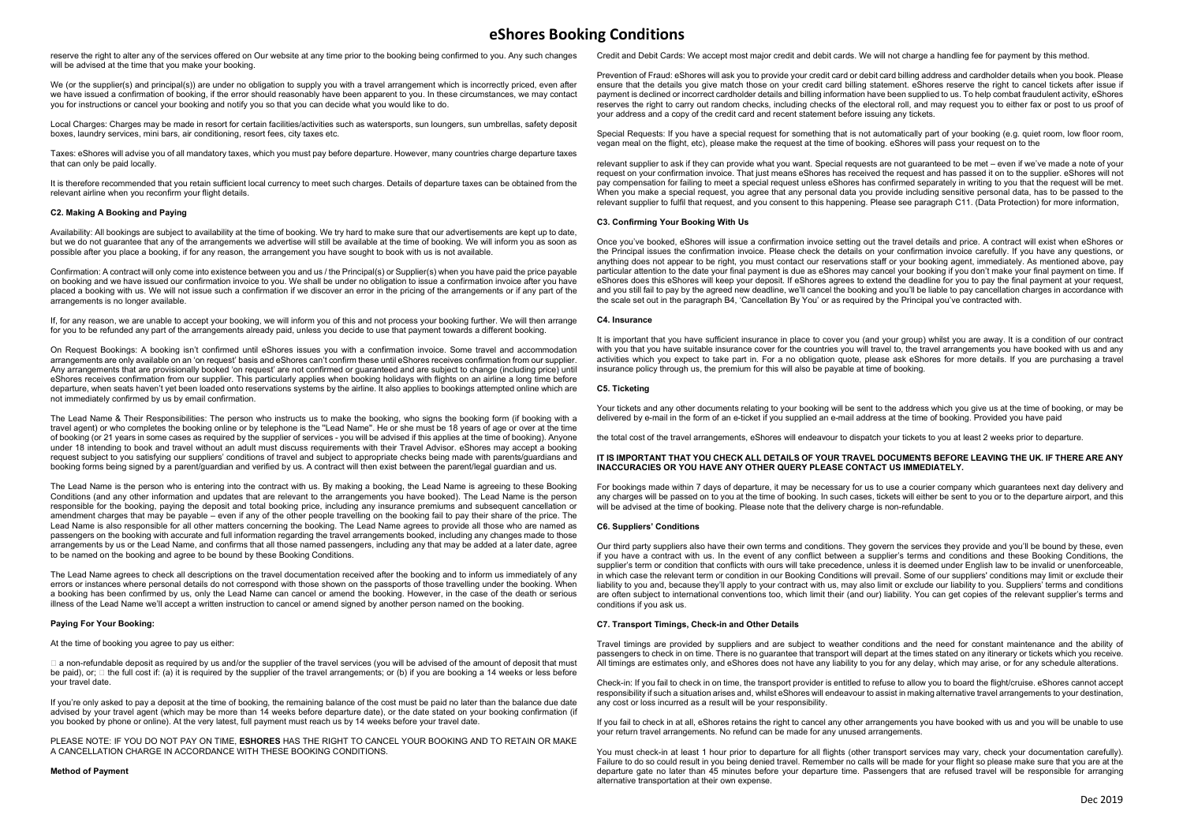# eShores Booking Conditions

reserve the right to alter any of the services offered on Our website at any time prior to the booking being confirmed to you. Any such changes will be advised at the time that you make your booking.

We (or the supplier(s) and principal(s)) are under no obligation to supply you with a travel arrangement which is incorrectly priced, even after we have issued a confirmation of booking, if the error should reasonably have been apparent to you. In these circumstances, we may contact you for instructions or cancel your booking and notify you so that you can decide what you would like to do.

Local Charges: Charges may be made in resort for certain facilities/activities such as watersports, sun loungers, sun umbrellas, safety deposit boxes, laundry services, mini bars, air conditioning, resort fees, city taxes etc.

Taxes: eShores will advise you of all mandatory taxes, which you must pay before departure. However, many countries charge departure taxes that can only be paid locally.

It is therefore recommended that you retain sufficient local currency to meet such charges. Details of departure taxes can be obtained from the relevant airline when you reconfirm your flight details.

#### C2. Making A Booking and Paying

Availability: All bookings are subject to availability at the time of booking. We try hard to make sure that our advertisements are kept up to date, but we do not guarantee that any of the arrangements we advertise will still be available at the time of booking. We will inform you as soon as possible after you place a booking, if for any reason, the arrangement you have sought to book with us is not available.

Confirmation: A contract will only come into existence between you and us / the Principal(s) or Supplier(s) when you have paid the price payable on booking and we have issued our confirmation invoice to you. We shall be under no obligation to issue a confirmation invoice after you have placed a booking with us. We will not issue such a confirmation if we discover an error in the pricing of the arrangements or if any part of the arrangements is no longer available.

If, for any reason, we are unable to accept your booking, we will inform you of this and not process your booking further. We will then arrange for you to be refunded any part of the arrangements already paid, unless you decide to use that payment towards a different booking.

On Request Bookings: A booking isn't confirmed until eShores issues you with a confirmation invoice. Some travel and accommodation arrangements are only available on an 'on request' basis and eShores can't confirm these until eShores receives confirmation from our supplier. Any arrangements that are provisionally booked 'on request' are not confirmed or guaranteed and are subject to change (including price) until eShores receives confirmation from our supplier. This particularly applies when booking holidays with flights on an airline a long time before departure, when seats haven't yet been loaded onto reservations systems by the airline. It also applies to bookings attempted online which are not immediately confirmed by us by email confirmation.

The Lead Name & Their Responsibilities: The person who instructs us to make the booking, who signs the booking form (if booking with a travel agent) or who completes the booking online or by telephone is the "Lead Name". He or she must be 18 years of age or over at the time of booking (or 21 years in some cases as required by the supplier of services - you will be advised if this applies at the time of booking). Anyone under 18 intending to book and travel without an adult must discuss requirements with their Travel Advisor. eShores may accept a booking request subject to you satisfying our suppliers' conditions of travel and subject to appropriate checks being made with parents/guardians and booking forms being signed by a parent/guardian and verified by us. A contract will then exist between the parent/legal guardian and us.

The Lead Name is the person who is entering into the contract with us. By making a booking, the Lead Name is agreeing to these Booking Conditions (and any other information and updates that are relevant to the arrangements you have booked). The Lead Name is the person responsible for the booking, paying the deposit and total booking price, including any insurance premiums and subsequent cancellation or amendment charges that may be payable – even if any of the other people travelling on the booking fail to pay their share of the price. The Lead Name is also responsible for all other matters concerning the booking. The Lead Name agrees to provide all those who are named as passengers on the booking with accurate and full information regarding the travel arrangements booked, including any changes made to those arrangements by us or the Lead Name, and confirms that all those named passengers, including any that may be added at a later date, agree to be named on the booking and agree to be bound by these Booking Conditions.

The Lead Name agrees to check all descriptions on the travel documentation received after the booking and to inform us immediately of any errors or instances where personal details do not correspond with those shown on the passports of those travelling under the booking. When a booking has been confirmed by us, only the Lead Name can cancel or amend the booking. However, in the case of the death or serious illness of the Lead Name we'll accept a written instruction to cancel or amend signed by another person named on the booking.

#### Paying For Your Booking:

At the time of booking you agree to pay us either:

- a non-refundable deposit as required by us and/or the supplier of the travel services (you will be advised of the amount of deposit that must be paid), or;
- the full cost if: (a) it is required by the supplier of the travel arrangements; or (b) if you are booking a 14 weeks or less before your travel date.

If you're only asked to pay a deposit at the time of booking, the remaining balance of the cost must be paid no later than the balance due date advised by your travel agent (which may be more than 14 weeks before departure date), or the date stated on your booking confirmation (if you booked by phone or online). At the very latest, full payment must reach us by 14 weeks before your travel date.

PLEASE NOTE: IF YOU DO NOT PAY ON TIME, **ESHORES** HAS THE RIGHT TO CANCEL YOUR BOOKING AND TO RETAIN OR MAKE A CANCELLATION CHARGE IN ACCORDANCE WITH THESE BOOKING CONDITIONS.

#### Method of Payment

Credit and Debit Cards: We accept most major credit and debit cards. We will not charge a handling fee for payment by this method.

Prevention of Fraud: eShores will ask you to provide your credit card or debit card billing address and cardholder details when you book. Please ensure that the details you give match those on your credit card billing statement. eShores reserve the right to cancel tickets after issue if payment is declined or incorrect cardholder details and billing information have been supplied to us. To help combat fraudulent activity, eShores reserves the right to carry out random checks, including checks of the electoral roll, and may request you to either fax or post to us proof of your address and a copy of the credit card and recent statement before issuing any tickets.

Special Requests: If you have a special request for something that is not automatically part of your booking (e.g. quiet room, low floor room, vegan meal on the flight, etc), please make the request at the time of booking. eShores will pass your request on to the

relevant supplier to ask if they can provide what you want. Special requests are not guaranteed to be met – even if we've made a note of your request on your confirmation invoice. That just means eShores has received the request and has passed it on to the supplier. eShores will not pay compensation for failing to meet a special request unless eShores has confirmed separately in writing to you that the request will be met. When you make a special request, you agree that any personal data you provide including sensitive personal data, has to be passed to the relevant supplier to fulfil that request, and you consent to this happening. Please see paragraph C11. (Data Protection) for more information,

#### C3. Confirming Your Booking With Us

Once you've booked, eShores will issue a confirmation invoice setting out the travel details and price. A contract will exist when eShores or the Principal issues the confirmation invoice. Please check the details on your confirmation invoice carefully. If you have any questions, or anything does not appear to be right, you must contact our reservations staff or your booking agent, immediately. As mentioned above, pay particular attention to the date your final payment is due as eShores may cancel your booking if you don't make your final payment on time. If eShores does this eShores will keep your deposit. If eShores agrees to extend the deadline for you to pay the final payment at your request, and you still fail to pay by the agreed new deadline, we'll cancel the booking and you'll be liable to pay cancellation charges in accordance with the scale set out in the paragraph B4, 'Cancellation By You' or as required by the Principal you've contracted with.

#### C4. Insurance

It is important that you have sufficient insurance in place to cover you (and your group) whilst you are away. It is a condition of our contract with you that you have suitable insurance cover for the countries you will travel to, the travel arrangements you have booked with us and any activities which you expect to take part in. For a no obligation quote, please ask eShores for more details. If you are purchasing a travel insurance policy through us, the premium for this will also be payable at time of booking.

#### C5. Ticketing

Your tickets and any other documents relating to your booking will be sent to the address which you give us at the time of booking, or may be delivered by e-mail in the form of an e-ticket if you supplied an e-mail address at the time of booking. Provided you have paid

the total cost of the travel arrangements, eShores will endeavour to dispatch your tickets to you at least 2 weeks prior to departure.

**IT IS IMPORTANT THAT YOU CHECK ALL DETAILS OF YOUR TRAVEL DOCUMENTS BEFORE LEAVING THE UK. IF THERE ARE ANY INACCURACIES OR YOU HAVE ANY OTHER QUERY PLEASE CONTACT US IMMEDIATELY.**

For bookings made within 7 days of departure, it may be necessary for us to use a courier company which guarantees next day delivery and any charges will be passed on to you at the time of booking. In such cases, tickets will either be sent to you or to the departure airport, and this will be advised at the time of booking. Please note that the delivery charge is non-refundable.

#### C6. Suppliers' Conditions

Our third party suppliers also have their own terms and conditions. They govern the services they provide and you'll be bound by these, even if you have a contract with us. In the event of any conflict between a supplier's terms and conditions and these Booking Conditions, the supplier's term or condition that conflicts with ours will take precedence, unless it is deemed under English law to be invalid or unenforceable, in which case the relevant term or condition in our Booking Conditions will prevail. Some of our suppliers' conditions may limit or exclude their liability to you and, because they'll apply to your contract with us, may also limit or exclude our liability to you. Suppliers' terms and conditions are often subject to international conventions too, which limit their (and our) liability. You can get copies of the relevant supplier's terms and conditions if you ask us.

#### C7. Transport Timings, Check-in and Other Details

Travel timings are provided by suppliers and are subject to weather conditions and the need for constant maintenance and the ability of passengers to check in on time. There is no guarantee that transport will depart at the times stated on any itinerary or tickets which you receive. All timings are estimates only, and eShores does not have any liability to you for any delay, which may arise, or for any schedule alterations.

Check-in: If you fail to check in on time, the transport provider is entitled to refuse to allow you to board the flight/cruise. eShores cannot accept responsibility if such a situation arises and, whilst eShores will endeavour to assist in making alternative travel arrangements to your destination, any cost or loss incurred as a result will be your responsibility.

If you fail to check in at all, eShores retains the right to cancel any other arrangements you have booked with us and you will be unable to use your return travel arrangements. No refund can be made for any unused arrangements.

You must check-in at least 1 hour prior to departure for all flights (other transport services may vary, check your documentation carefully). Failure to do so could result in you being denied travel. Remember no calls will be made for your flight so please make sure that you are at the departure gate no later than 45 minutes before your departure time. Passengers that are refused travel will be responsible for arranging alternative transportation at their own expense.

Dec 2019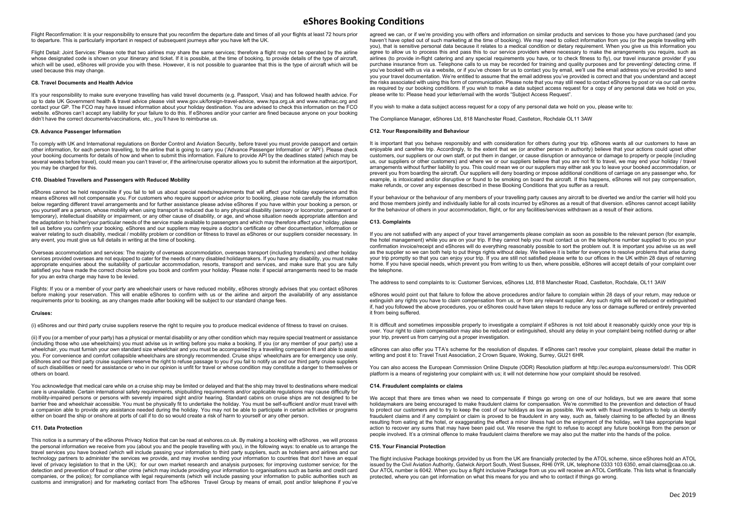# eShores Booking Conditions

Flight Reconfirmation: It is your responsibility to ensure that you reconfirm the departure date and times of all your flights at least 72 hours prior to departure. This is particularly important in respect of subsequent journeys after you have left the UK.

Flight Detail: Joint Services: Please note that two airlines may share the same services; therefore a flight may not be operated by the airline whose designated code is shown on your itinerary and ticket. If it is possible, at the time of booking, to provide details of the type of aircraft, which will be used, eShores will provide you with these. However, it is not possible to guarantee that this is the type of aircraft which will be used because this may change.

### C8. Travel Documents and Health Advice

It's your responsibility to make sure everyone travelling has valid travel documents (e.g. Passport, Visa) and has followed health advice. For up to date UK Government health & travel advice please visit www.gov.uk/foreign-travel-advice, www.hpa.org.uk and www.nathnac.org and contact your GP. The FCO may have issued information about your holiday destination. You are advised to check this information on the FCO website. eShores can't accept any liability for your failure to do this. If eShores and/or your carrier are fined because anyone on your booking didn't have the correct documents/vaccinations, etc., you'll have to reimburse us.

### C9. Advance Passenger Information

To comply with UK and International regulations on Border Control and Aviation Security, before travel you must provide passport and certain other information, for each person travelling, to the airline that is going to carry you ('Advance Passenger Information' or 'API'). Please check your booking documents for details of how and when to submit this information. Failure to provide API by the deadlines stated (which may be several weeks before travel), could mean you can't travel or, if the airline/cruise operator allows you to submit the information at the airport/port, you may be charged for this.

### C10. Disabled Travellers and Passengers with Reduced Mobility

eShores cannot be held responsible if you fail to tell us about special needs/requirements that will affect your holiday experience and this means eShores will not compensate you. For customers who require support or advice prior to booking, please note carefully the information below regarding different travel arrangements and for further assistance please advise eShores if you have within your booking a person, or you yourself are a person, whose mobility when using transport is reduced due to any physical disability (sensory or locomotor, permanent or temporary), intellectual disability or impairment, or any other cause of disability, or age, and whose situation needs appropriate attention and the adaptation to his/her/your particular needs of the service made available to passengers and which may therefore affect your holiday, please tell us before you confirm your booking. eShores and our suppliers may require a doctor's certificate or other documentation, information or waiver relating to such disability, medical / mobility problem or condition or fitness to travel as eShores or our suppliers consider necessary. In any event, you must give us full details in writing at the time of booking.

Overseas accommodation and services: The majority of overseas accommodation, overseas transport (including transfers) and other holiday services provided overseas are not equipped to cater for the needs of many disabled holidaymakers. If you have any disability, you must make appropriate enquiries about the suitability of particular accommodation, resorts, transport and services, and make sure that you are fully satisfied you have made the correct choice before you book and confirm your holiday. Please note: if special arrangements need to be made for you an extra charge may have to be levied.

Flights: If you or a member of your party are wheelchair users or have reduced mobility, eShores strongly advises that you contact eShores before making your reservation. This will enable eShores to confirm with us or the airline and airport the availability of any assistance requirements prior to booking, as any changes made after booking will be subject to our standard change fees.

#### Cruises:

(i) eShores and our third party cruise suppliers reserve the right to require you to produce medical evidence of fitness to travel on cruises.

(ii) If you (or a member of your party) has a physical or mental disability or any other condition which may require special treatment or assistance (including those who use wheelchairs) you must advise us in writing before you make a booking. If you (or any member of your party) use a wheelchair, you must furnish your own standard size wheelchair and you must be accompanied by a travelling companion fit and able to assist you. For convenience and comfort collapsible wheelchairs are strongly recommended. Cruise ships' wheelchairs are for emergency use only. eShores and our third party cruise suppliers reserve the right to refuse passage to you if you fail to notify us and our third party cruise suppliers of such disabilities or need for assistance or who in our opinion is unfit for travel or whose condition may constitute a danger to themselves or others on board.

You acknowledge that medical care while on a cruise ship may be limited or delayed and that the ship may travel to destinations where medical care is unavailable. Certain international safety requirements, shipbuilding requirements and/or applicable regulations may cause difficulty for mobility-impaired persons or persons with severely impaired sight and/or hearing. Standard cabins on cruise ships are not designed to be barrier free and wheelchair accessible. You must be physically fit to undertake the holiday. You must be self-sufficient and/or must travel with a companion able to provide any assistance needed during the holiday. You may not be able to participate in certain activities or programs either on board the ship or onshore at ports of call if to do so would create a risk of harm to yourself or any other person.

### C11. Data Protection

This notice is a summary of the eShores Privacy Notice that can be read at eshores.co.uk. By making a booking with eShores , we will process the personal information we receive from you (about you and the people travelling with you), in the following ways: to enable us to arrange the travel services you have booked (which will include passing your information to third party suppliers, such as hoteliers and airlines and our technology partners to administer the services we provide, and may involve sending your information to countries that don't have an equal level of privacy legislation to that in the UK); for our own market research and analysis purposes; for improving customer service; for the detection and prevention of fraud or other crime (which may include providing your information to organisations such as banks and credit card companies, or the police); for compliance with legal requirements (which will include passing your information to public authorities such as customs and immigration) and for marketing contact from The eShores Travel Group by means of email, post and/or telephone if you've agreed we can, or if we're providing you with offers and information on similar products and services to those you have purchased (and you haven't have opted out of such marketing at the time of booking). We may need to collect information from you (or the people travelling with you), that is sensitive personal data because it relates to a medical condition or dietary requirement. When you give us this information you agree to allow us to process this and pass this to our service providers where necessary to make the arrangements you require, such as airlines (to provide in-flight catering and any special requirements you have, or to check fitness to fly), our travel insurance provider if you purchase insurance from us. Telephone calls to us may be recorded for training and quality purposes and for preventing/ detecting crime. If you've booked with us via a website, or if you've chosen for us to contact you by email, we'll use the email address you've provided to send you your travel documentation. We're entitled to assume that the email address you've provided is correct and that you understand and accept the risks associated with using this form of communication. Please note that you may still need to contact eShores by post or via our call centre as required by our booking conditions. If you wish to make a data subject access request for a copy of any personal data we hold on you, please write to: Please head your letter/email with the words "Subject Access Request".

If you wish to make a data subject access request for a copy of any personal data we hold on you, please write to:

The Compliance Manager, eShores Ltd, 818 Manchester Road, Castleton, Rochdale OL11 3AW

### C12. Your Responsibility and Behaviour

It is important that you behave responsibly and with consideration for others during your trip. eShores wants all our customers to have an enjoyable and carefree trip. Accordingly, to the extent that we (or another person in authority) believe that your actions could upset other customers, our suppliers or our own staff, or put them in danger, or cause disruption or annoyance or damage to property or people (including us, our suppliers or other customers) and where we or our suppliers believe that you are not fit to travel, we may end your holiday / travel arrangements without further liability to you. This could mean we or our suppliers may either ask you to leave your booked accommodation, or prevent you from boarding the aircraft. Our suppliers will deny boarding or impose additional conditions of carriage on any passenger who, for example, is intoxicated and/or disruptive or found to be smoking on board the aircraft. If this happens, eShores will not pay compensation, make refunds, or cover any expenses described in these Booking Conditions that you suffer as a result.

If your behaviour or the behaviour of any members of your travelling party causes any aircraft to be diverted we and/or the carrier will hold you and those members jointly and individually liable for all costs incurred by eShores as a result of that diversion. eShores cannot accept liability for the behaviour of others in your accommodation, flight, or for any facilities/services withdrawn as a result of their actions.

### C13. Complaints

If you are not satisfied with any aspect of your travel arrangements please complain as soon as possible to the relevant person (for example, the hotel management) while you are on your trip. If they cannot help you must contact us on the telephone number supplied to you on your confirmation invoice/receipt and eShores will do everything reasonably possible to sort the problem out. It is important you advise us as well as the supplier so we can both help to put things rights without delay. We believe it is better for everyone to resolve problems that arise during your trip promptly so that you can enjoy your trip. If you are still not satisfied please write to our offices in the UK within 28 days of returning home. If you have special needs, which prevent you from writing to us then, where possible, eShores will accept details of your complaint over the telephone.

The address to send complaints to is: Customer Services, eShores Ltd, 818 Manchester Road, Castleton, Rochdale, OL11 3AW

eShores would point out that failure to follow the above procedures and/or failure to complain within 28 days of your return, may reduce or extinguish any rights you have to claim compensation from us, or from any relevant supplier. Any such rights will be reduced or extinguished if, had you followed the above procedures, you or eShores could have taken steps to reduce any loss or damage suffered or entirely prevented it from being suffered.

It is difficult and sometimes impossible properly to investigate a complaint if eShores is not told about it reasonably quickly once your trip is over. Your right to claim compensation may also be reduced or extinguished, should any delay in your complaint being notified during or after your trip, prevent us from carrying out a proper investigation.

eShores can also offer you TTA's scheme for the resolution of disputes. If eShores can't resolve your complaint, please detail the matter in writing and post it to: Travel Trust Association, 2 Crown Square, Woking, Surrey, GU21 6HR.

You can also access the European Commission Online Dispute (ODR) Resolution platform at http://ec.europa.eu/consumers/odr/. This ODR platform is a means of registering your complaint with us; it will not determine how your complaint should be resolved.

### C14. Fraudulent complaints or claims

We accept that there are times when we need to compensate if things go wrong on one of our holidays, but we are aware that some holidaymakers are being encouraged to make fraudulent claims for compensation. We're committed to the prevention and detection of fraud to protect our customers and to try to keep the cost of our holidays as low as possible. We work with fraud investigators to help us identify fraudulent claims and if any complaint or claim is proved to be fraudulent in any way, such as, falsely claiming to be affected by an illness resulting from eating at the hotel, or exaggerating the effect a minor illness had on the enjoyment of the holiday, we'll take appropriate legal action to recover any sums that may have been paid out. We reserve the right to refuse to accept any future bookings from the person or people involved. It's a criminal offence to make fraudulent claims therefore we may also put the matter into the hands of the police.

### C15. Your Financial Protection

The flight inclusive Package bookings provided by us from the UK are financially protected by the ATOL scheme, since eShores hold an ATOL issued by the Civil Aviation Authority, Gatwick Airport South, West Sussex, RH6 0YR, UK, telephone 0333 103 6350, email claims@caa.co.uk. Our ATOL number is 6042. When you buy a flight inclusive Package from us you will receive an ATOL Certificate. This lists what is financially protected, where you can get information on what this means for you and who to contact if things go wrong.

Dec 2019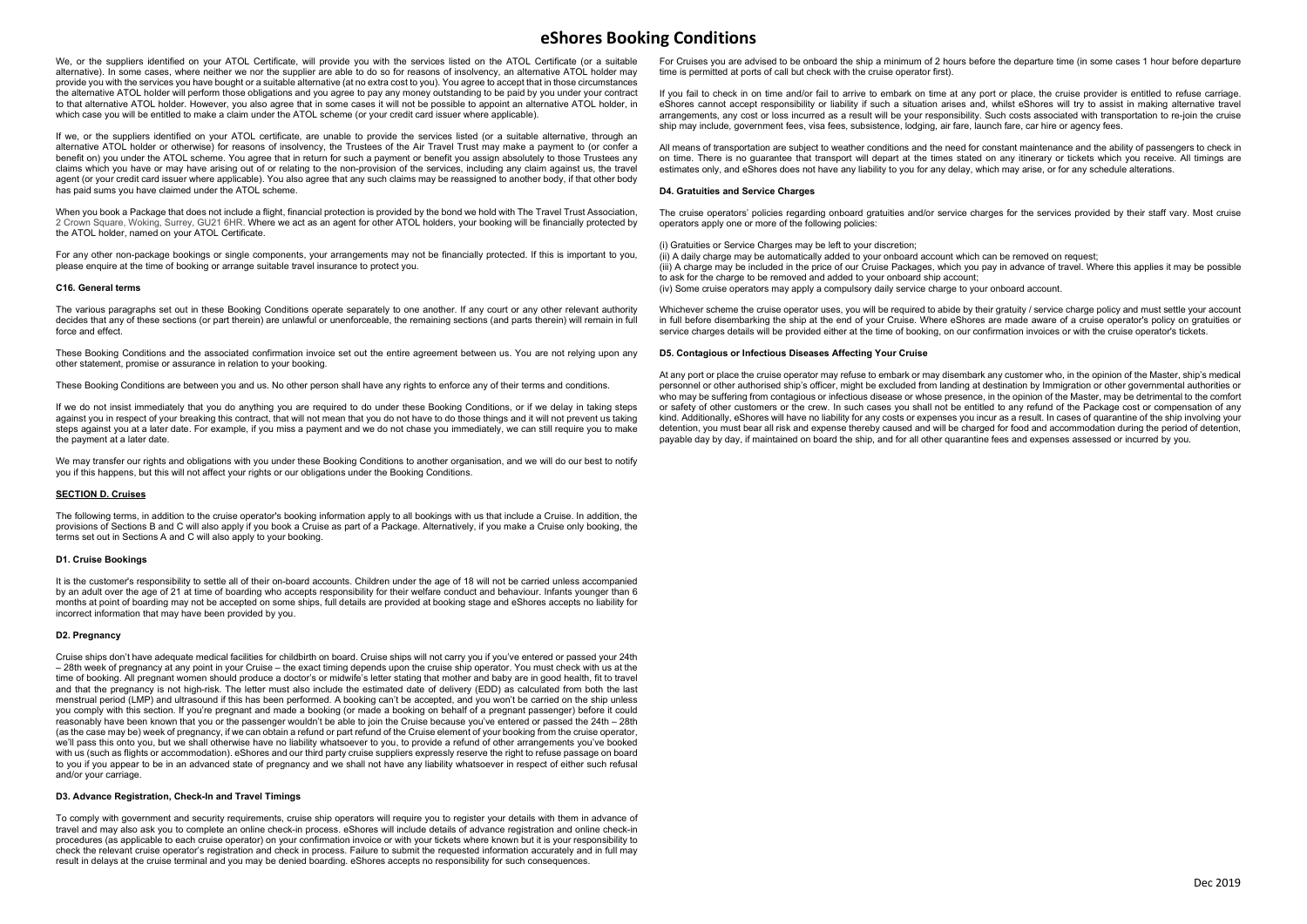# eShores Booking Conditions

We, or the suppliers identified on your ATOL Certificate, will provide you with the services listed on the ATOL Certificate (or a suitable alternative). In some cases, where neither we nor the supplier are able to do so for reasons of insolvency, an alternative ATOL holder may provide you with the services you have bought or a suitable alternative (at no extra cost to you). You agree to accept that in those circumstances the alternative ATOL holder will perform those obligations and you agree to pay any money outstanding to be paid by you under your contract to that alternative ATOL holder. However, you also agree that in some cases it will not be possible to appoint an alternative ATOL holder, in which case you will be entitled to make a claim under the ATOL scheme (or your credit card issuer where applicable).

If we, or the suppliers identified on your ATOL certificate, are unable to provide the services listed (or a suitable alternative, through an alternative ATOL holder or otherwise) for reasons of insolvency, the Trustees of the Air Travel Trust may make a payment to (or confer a benefit on) you under the ATOL scheme. You agree that in return for such a payment or benefit you assign absolutely to those Trustees any claims which you have or may have arising out of or relating to the non-provision of the services, including any claim against us, the travel agent (or your credit card issuer where applicable). You also agree that any such claims may be reassigned to another body, if that other body has paid sums you have claimed under the ATOL scheme.

When you book a Package that does not include a flight, financial protection is provided by the bond we hold with The Travel Trust Association, 2 Crown Square, Woking, Surrey, GU21 6HR. Where we act as an agent for other ATOL holders, your booking will be financially protected by the ATOL holder, named on your ATOL Certificate.

For any other non-package bookings or single components, your arrangements may not be financially protected. If this is important to you, please enquire at the time of booking or arrange suitable travel insurance to protect you.

#### C16. General terms

The various paragraphs set out in these Booking Conditions operate separately to one another. If any court or any other relevant authority decides that any of these sections (or part therein) are unlawful or unenforceable, the remaining sections (and parts therein) will remain in full force and effect.

These Booking Conditions and the associated confirmation invoice set out the entire agreement between us. You are not relying upon any other statement, promise or assurance in relation to your booking.

These Booking Conditions are between you and us. No other person shall have any rights to enforce any of their terms and conditions.

If we do not insist immediately that you do anything you are required to do under these Booking Conditions, or if we delay in taking steps against you in respect of your breaking this contract, that will not mean that you do not have to do those things and it will not prevent us taking steps against you at a later date. For example, if you miss a payment and we do not chase you immediately, we can still require you to make the payment at a later date.

We may transfer our rights and obligations with you under these Booking Conditions to another organisation, and we will do our best to notify you if this happens, but this will not affect your rights or our obligations under the Booking Conditions.

### SECTION D. Cruises

The following terms, in addition to the cruise operator's booking information apply to all bookings with us that include a Cruise. In addition, the provisions of Sections B and C will also apply if you book a Cruise as part of a Package. Alternatively, if you make a Cruise only booking, the terms set out in Sections A and C will also apply to your booking.

#### D1. Cruise Bookings

It is the customer's responsibility to settle all of their on-board accounts. Children under the age of 18 will not be carried unless accompanied by an adult over the age of 21 at time of boarding who accepts responsibility for their welfare conduct and behaviour. Infants younger than 6 months at point of boarding may not be accepted on some ships, full details are provided at booking stage and eShores accepts no liability for incorrect information that may have been provided by you.

#### D2. Pregnancy

Cruise ships don't have adequate medical facilities for childbirth on board. Cruise ships will not carry you if you've entered or passed your 24th – 28th week of pregnancy at any point in your Cruise – the exact timing depends upon the cruise ship operator. You must check with us at the time of booking. All pregnant women should produce a doctor's or midwife's letter stating that mother and baby are in good health, fit to travel and that the pregnancy is not high-risk. The letter must also include the estimated date of delivery (EDD) as calculated from both the last menstrual period (LMP) and ultrasound if this has been performed. A booking can't be accepted, and you won't be carried on the ship unless you comply with this section. If you're pregnant and made a booking (or made a booking on behalf of a pregnant passenger) before it could reasonably have been known that you or the passenger wouldn't be able to join the Cruise because you've entered or passed the 24th – 28th (as the case may be) week of pregnancy, if we can obtain a refund or part refund of the Cruise element of your booking from the cruise operator, we'll pass this onto you, but we shall otherwise have no liability whatsoever to you, to provide a refund of other arrangements you've booked with us (such as flights or accommodation). eShores and our third party cruise suppliers expressly reserve the right to refuse passage on board to you if you appear to be in an advanced state of pregnancy and we shall not have any liability whatsoever in respect of either such refusal and/or your carriage.

#### D3. Advance Registration, Check-In and Travel Timings

To comply with government and security requirements, cruise ship operators will require you to register your details with them in advance of travel and may also ask you to complete an online check-in process. eShores will include details of advance registration and online check-in procedures (as applicable to each cruise operator) on your confirmation invoice or with your tickets where known but it is your responsibility to check the relevant cruise operator's registration and check in process. Failure to submit the requested information accurately and in full may result in delays at the cruise terminal and you may be denied boarding. eShores accepts no responsibility for such consequences.

For Cruises you are advised to be onboard the ship a minimum of 2 hours before the departure time (in some cases 1 hour before departure time is permitted at ports of call but check with the cruise operator first).

If you fail to check in on time and/or fail to arrive to embark on time at any port or place, the cruise provider is entitled to refuse carriage. eShores cannot accept responsibility or liability if such a situation arises and, whilst eShores will try to assist in making alternative travel arrangements, any cost or loss incurred as a result will be your responsibility. Such costs associated with transportation to re-join the cruise ship may include, government fees, visa fees, subsistence, lodging, air fare, launch fare, car hire or agency fees.

All means of transportation are subject to weather conditions and the need for constant maintenance and the ability of passengers to check in on time. There is no guarantee that transport will depart at the times stated on any itinerary or tickets which you receive. All timings are estimates only, and eShores does not have any liability to you for any delay, which may arise, or for any schedule alterations.

#### D4. Gratuities and Service Charges

The cruise operators' policies regarding onboard gratuities and/or service charges for the services provided by their staff vary. Most cruise operators apply one or more of the following policies:

(i) Gratuities or Service Charges may be left to your discretion;
(ii) A daily charge may be automatically added to your onboard account which can be removed on request;
(iii) A charge may be included in the price of our Cruise Packages, which you pay in advance of travel. Where this applies it may be possible to ask for the charge to be removed and added to your onboard ship account;
(iv) Some cruise operators may apply a compulsory daily service charge to your onboard account.

Whichever scheme the cruise operator uses, you will be required to abide by their gratuity / service charge policy and must settle your account in full before disembarking the ship at the end of your Cruise. Where eShores are made aware of a cruise operator's policy on gratuities or service charges details will be provided either at the time of booking, on our confirmation invoices or with the cruise operator's tickets.

#### D5. Contagious or Infectious Diseases Affecting Your Cruise

At any port or place the cruise operator may refuse to embark or may disembark any customer who, in the opinion of the Master, ship's medical personnel or other authorised ship's officer, might be excluded from landing at destination by Immigration or other governmental authorities or who may be suffering from contagious or infectious disease or whose presence, in the opinion of the Master, may be detrimental to the comfort or safety of other customers or the crew. In such cases you shall not be entitled to any refund of the Package cost or compensation of any kind. Additionally, eShores will have no liability for any costs or expenses you incur as a result. In cases of quarantine of the ship involving your detention, you must bear all risk and expense thereby caused and will be charged for food and accommodation during the period of detention, payable day by day, if maintained on board the ship, and for all other quarantine fees and expenses assessed or incurred by you.

Dec 2019